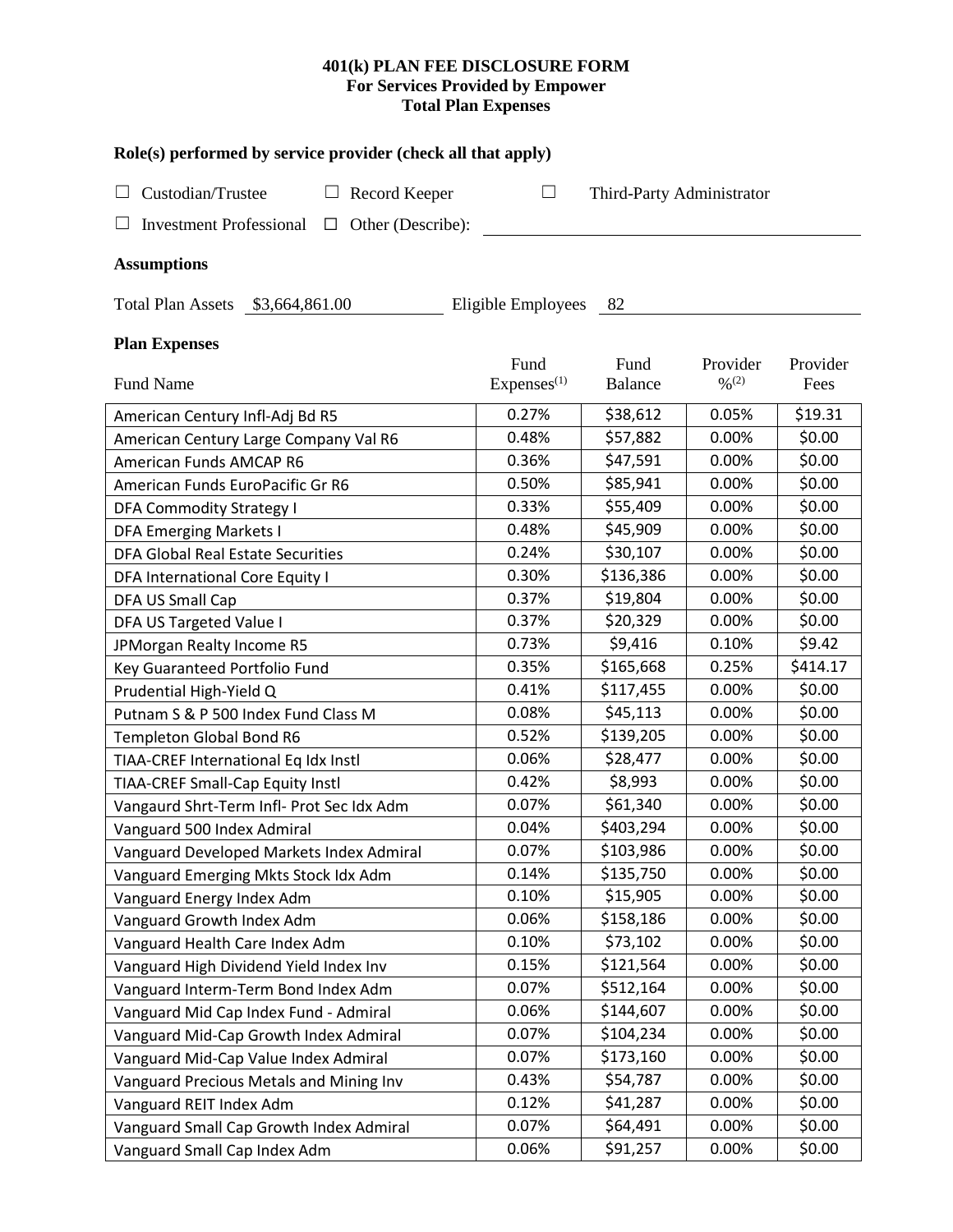# 401(k) PLAN FEE DISCLOSURE FORM
## For Services Provided by Empower
## Total Plan Expenses

### Role(s) performed by service provider (check all that apply)

☐ Custodian/Trustee ☐ Record Keeper ☐ Third-Party Administrator

☐ Investment Professional ☐ Other (Describe): ______________________

### Assumptions

Total Plan Assets $3,664,861.00 Eligible Employees 82

### Plan Expenses

| Fund Name | Fund Expenses(1) | Fund Balance | Provider %(2) | Provider Fees |
|---|---|---|---|---|
| American Century Infl-Adj Bd R5 | 0.27% | $38,612 | 0.05% | $19.31 |
| American Century Large Company Val R6 | 0.48% | $57,882 | 0.00% | $0.00 |
| American Funds AMCAP R6 | 0.36% | $47,591 | 0.00% | $0.00 |
| American Funds EuroPacific Gr R6 | 0.50% | $85,941 | 0.00% | $0.00 |
| DFA Commodity Strategy I | 0.33% | $55,409 | 0.00% | $0.00 |
| DFA Emerging Markets I | 0.48% | $45,909 | 0.00% | $0.00 |
| DFA Global Real Estate Securities | 0.24% | $30,107 | 0.00% | $0.00 |
| DFA International Core Equity I | 0.30% | $136,386 | 0.00% | $0.00 |
| DFA US Small Cap | 0.37% | $19,804 | 0.00% | $0.00 |
| DFA US Targeted Value I | 0.37% | $20,329 | 0.00% | $0.00 |
| JPMorgan Realty Income R5 | 0.73% | $9,416 | 0.10% | $9.42 |
| Key Guaranteed Portfolio Fund | 0.35% | $165,668 | 0.25% | $414.17 |
| Prudential High-Yield Q | 0.41% | $117,455 | 0.00% | $0.00 |
| Putnam S & P 500 Index Fund Class M | 0.08% | $45,113 | 0.00% | $0.00 |
| Templeton Global Bond R6 | 0.52% | $139,205 | 0.00% | $0.00 |
| TIAA-CREF International Eq Idx Instl | 0.06% | $28,477 | 0.00% | $0.00 |
| TIAA-CREF Small-Cap Equity Instl | 0.42% | $8,993 | 0.00% | $0.00 |
| Vangaurd Shrt-Term Infl- Prot Sec Idx Adm | 0.07% | $61,340 | 0.00% | $0.00 |
| Vanguard 500 Index Admiral | 0.04% | $403,294 | 0.00% | $0.00 |
| Vanguard Developed Markets Index Admiral | 0.07% | $103,986 | 0.00% | $0.00 |
| Vanguard Emerging Mkts Stock Idx Adm | 0.14% | $135,750 | 0.00% | $0.00 |
| Vanguard Energy Index Adm | 0.10% | $15,905 | 0.00% | $0.00 |
| Vanguard Growth Index Adm | 0.06% | $158,186 | 0.00% | $0.00 |
| Vanguard Health Care Index Adm | 0.10% | $73,102 | 0.00% | $0.00 |
| Vanguard High Dividend Yield Index Inv | 0.15% | $121,564 | 0.00% | $0.00 |
| Vanguard Interm-Term Bond Index Adm | 0.07% | $512,164 | 0.00% | $0.00 |
| Vanguard Mid Cap Index Fund - Admiral | 0.06% | $144,607 | 0.00% | $0.00 |
| Vanguard Mid-Cap Growth Index Admiral | 0.07% | $104,234 | 0.00% | $0.00 |
| Vanguard Mid-Cap Value Index Admiral | 0.07% | $173,160 | 0.00% | $0.00 |
| Vanguard Precious Metals and Mining Inv | 0.43% | $54,787 | 0.00% | $0.00 |
| Vanguard REIT Index Adm | 0.12% | $41,287 | 0.00% | $0.00 |
| Vanguard Small Cap Growth Index Admiral | 0.07% | $64,491 | 0.00% | $0.00 |
| Vanguard Small Cap Index Adm | 0.06% | $91,257 | 0.00% | $0.00 |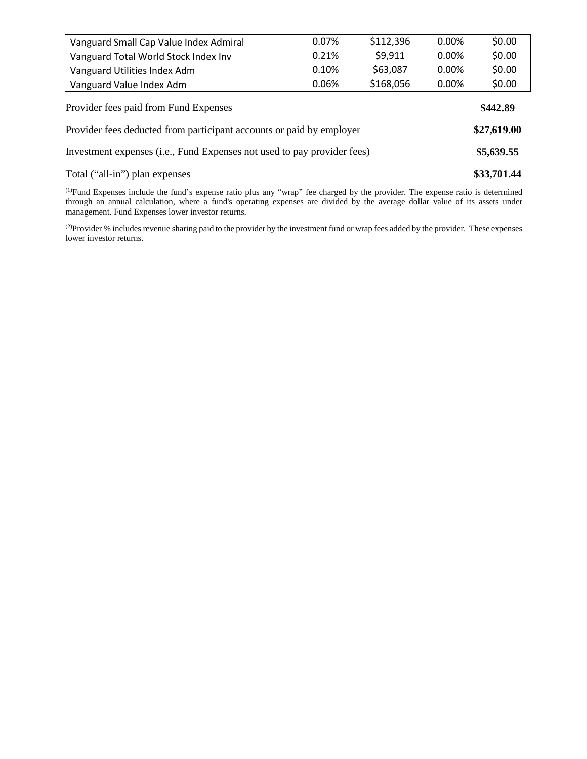| Vanguard Small Cap Value Index Admiral | 0.07% | $112,396 | 0.00% | $0.00 |
|---|---|---|---|---|
| Vanguard Total World Stock Index Inv | 0.21% | $9,911 | 0.00% | $0.00 |
| Vanguard Utilities Index Adm | 0.10% | $63,087 | 0.00% | $0.00 |
| Vanguard Value Index Adm | 0.06% | $168,056 | 0.00% | $0.00 |

| | |
|---|---|
| Provider fees paid from Fund Expenses | **$442.89** |
| Provider fees deducted from participant accounts or paid by employer | **$27,619.00** |
| Investment expenses (i.e., Fund Expenses not used to pay provider fees) | **$5,639.55** |
| Total (“all-in”) plan expenses | **$33,701.44** |

(1)Fund Expenses include the fund’s expense ratio plus any “wrap” fee charged by the provider. The expense ratio is determined through an annual calculation, where a fund's operating expenses are divided by the average dollar value of its assets under management. Fund Expenses lower investor returns.

(2)Provider % includes revenue sharing paid to the provider by the investment fund or wrap fees added by the provider. These expenses lower investor returns.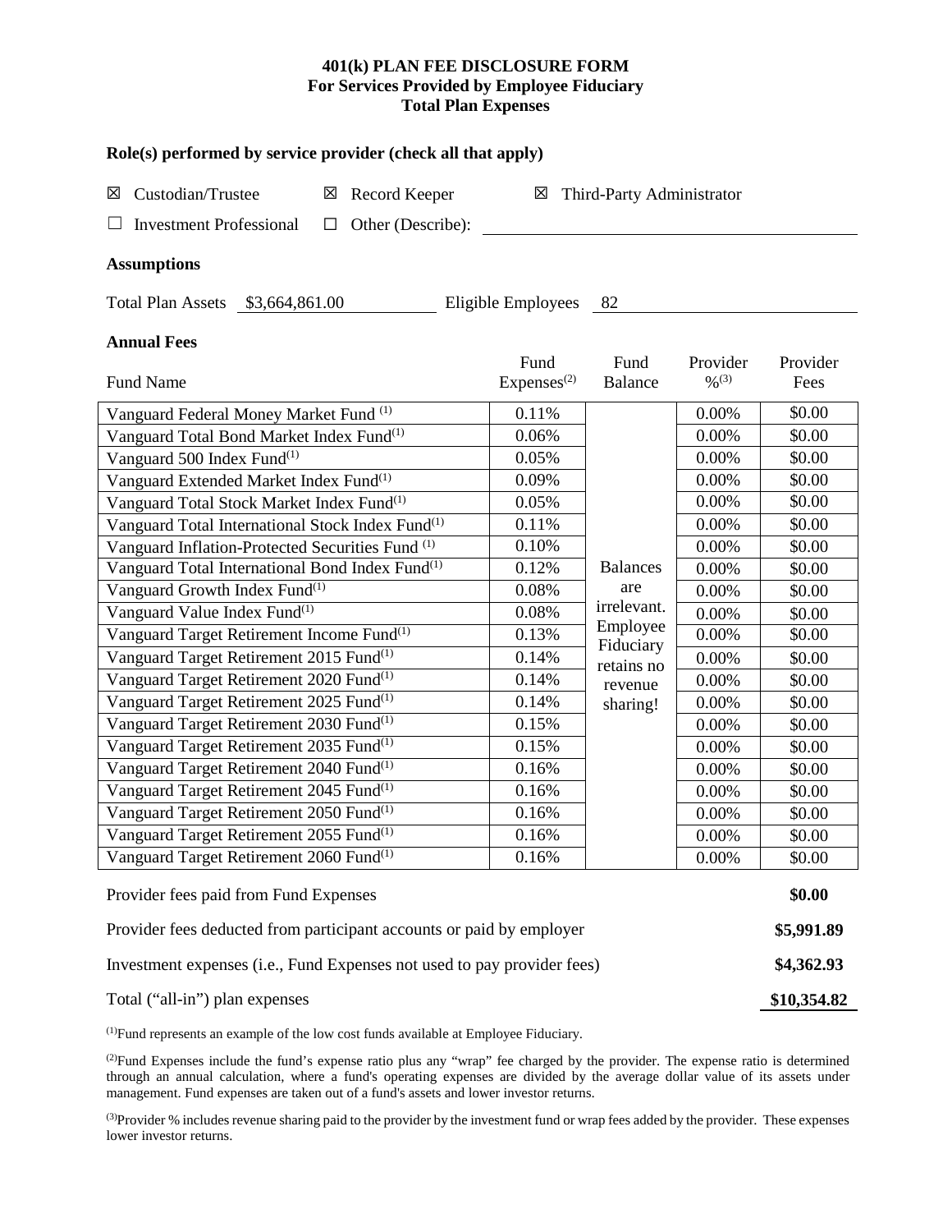# 401(k) PLAN FEE DISCLOSURE FORM
## For Services Provided by Employee Fiduciary
## Total Plan Expenses

### Role(s) performed by service provider (check all that apply)

☒ Custodian/Trustee ☒ Record Keeper ☒ Third-Party Administrator

☐ Investment Professional ☐ Other (Describe):

### Assumptions

Total Plan Assets $3,664,861.00 Eligible Employees 82

### Annual Fees

| Fund Name | Fund Expenses[2] | Fund Balance | Provider %[3] | Provider Fees |
|---|---|---|---|---|
| Vanguard Federal Money Market Fund [1] | 0.11% | Balances are irrelevant. Employee Fiduciary retains no revenue sharing! | 0.00% | $0.00 |
| Vanguard Total Bond Market Index Fund[1] | 0.06% | | 0.00% | $0.00 |
| Vanguard 500 Index Fund[1] | 0.05% | | 0.00% | $0.00 |
| Vanguard Extended Market Index Fund[1] | 0.09% | | 0.00% | $0.00 |
| Vanguard Total Stock Market Index Fund[1] | 0.05% | | 0.00% | $0.00 |
| Vanguard Total International Stock Index Fund[1] | 0.11% | | 0.00% | $0.00 |
| Vanguard Inflation-Protected Securities Fund [1] | 0.10% | | 0.00% | $0.00 |
| Vanguard Total International Bond Index Fund[1] | 0.12% | | 0.00% | $0.00 |
| Vanguard Growth Index Fund[1] | 0.08% | | 0.00% | $0.00 |
| Vanguard Value Index Fund[1] | 0.08% | | 0.00% | $0.00 |
| Vanguard Target Retirement Income Fund[1] | 0.13% | | 0.00% | $0.00 |
| Vanguard Target Retirement 2015 Fund[1] | 0.14% | | 0.00% | $0.00 |
| Vanguard Target Retirement 2020 Fund[1] | 0.14% | | 0.00% | $0.00 |
| Vanguard Target Retirement 2025 Fund[1] | 0.14% | | 0.00% | $0.00 |
| Vanguard Target Retirement 2030 Fund[1] | 0.15% | | 0.00% | $0.00 |
| Vanguard Target Retirement 2035 Fund[1] | 0.15% | | 0.00% | $0.00 |
| Vanguard Target Retirement 2040 Fund[1] | 0.16% | | 0.00% | $0.00 |
| Vanguard Target Retirement 2045 Fund[1] | 0.16% | | 0.00% | $0.00 |
| Vanguard Target Retirement 2050 Fund[1] | 0.16% | | 0.00% | $0.00 |
| Vanguard Target Retirement 2055 Fund[1] | 0.16% | | 0.00% | $0.00 |
| Vanguard Target Retirement 2060 Fund[1] | 0.16% | | 0.00% | $0.00 |

| | |
|---|---|
| Provider fees paid from Fund Expenses | **$0.00** |
| Provider fees deducted from participant accounts or paid by employer | **$5,991.89** |
| Investment expenses (i.e., Fund Expenses not used to pay provider fees) | **$4,362.93** |
| Total ("all-in") plan expenses | **$10,354.82** |

[1]Fund represents an example of the low cost funds available at Employee Fiduciary.

[2]Fund Expenses include the fund's expense ratio plus any "wrap" fee charged by the provider. The expense ratio is determined through an annual calculation, where a fund's operating expenses are divided by the average dollar value of its assets under management. Fund expenses are taken out of a fund's assets and lower investor returns.

[3]Provider % includes revenue sharing paid to the provider by the investment fund or wrap fees added by the provider. These expenses lower investor returns.